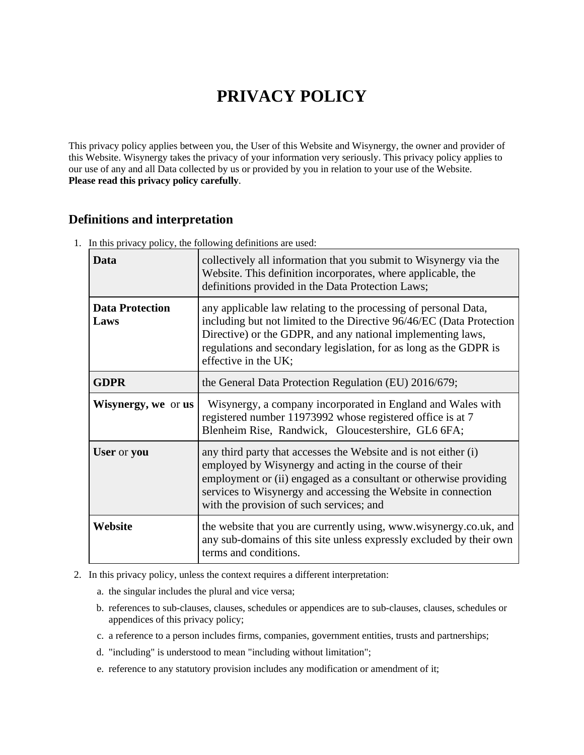# PRIVACY POLICY

This privacy policy applies between you, the User of this Website and Wisynergy, the owner and provider of this Website. Wisynergy takes the privacy of your information very seriously. This privacy policy applies to our use of any and all Data collected by us or provided by you in relation to your use of the Website.
**Please read this privacy policy carefully**.

## Definitions and interpretation

1. In this privacy policy, the following definitions are used:

| | |
|---|---|
| **Data** | collectively all information that you submit to Wisynergy via the Website. This definition incorporates, where applicable, the definitions provided in the Data Protection Laws; |
| **Data Protection Laws** | any applicable law relating to the processing of personal Data, including but not limited to the Directive 96/46/EC (Data Protection Directive) or the GDPR, and any national implementing laws, regulations and secondary legislation, for as long as the GDPR is effective in the UK; |
| **GDPR** | the General Data Protection Regulation (EU) 2016/679; |
| **Wisynergy, we** or **us** | Wisynergy, a company incorporated in England and Wales with registered number 11973992 whose registered office is at 7 Blenheim Rise, Randwick, Gloucestershire, GL6 6FA; |
| **User** or **you** | any third party that accesses the Website and is not either (i) employed by Wisynergy and acting in the course of their employment or (ii) engaged as a consultant or otherwise providing services to Wisynergy and accessing the Website in connection with the provision of such services; and |
| **Website** | the website that you are currently using, www.wisynergy.co.uk, and any sub-domains of this site unless expressly excluded by their own terms and conditions. |

2. In this privacy policy, unless the context requires a different interpretation:
   a. the singular includes the plural and vice versa;
   b. references to sub-clauses, clauses, schedules or appendices are to sub-clauses, clauses, schedules or appendices of this privacy policy;
   c. a reference to a person includes firms, companies, government entities, trusts and partnerships;
   d. "including" is understood to mean "including without limitation";
   e. reference to any statutory provision includes any modification or amendment of it;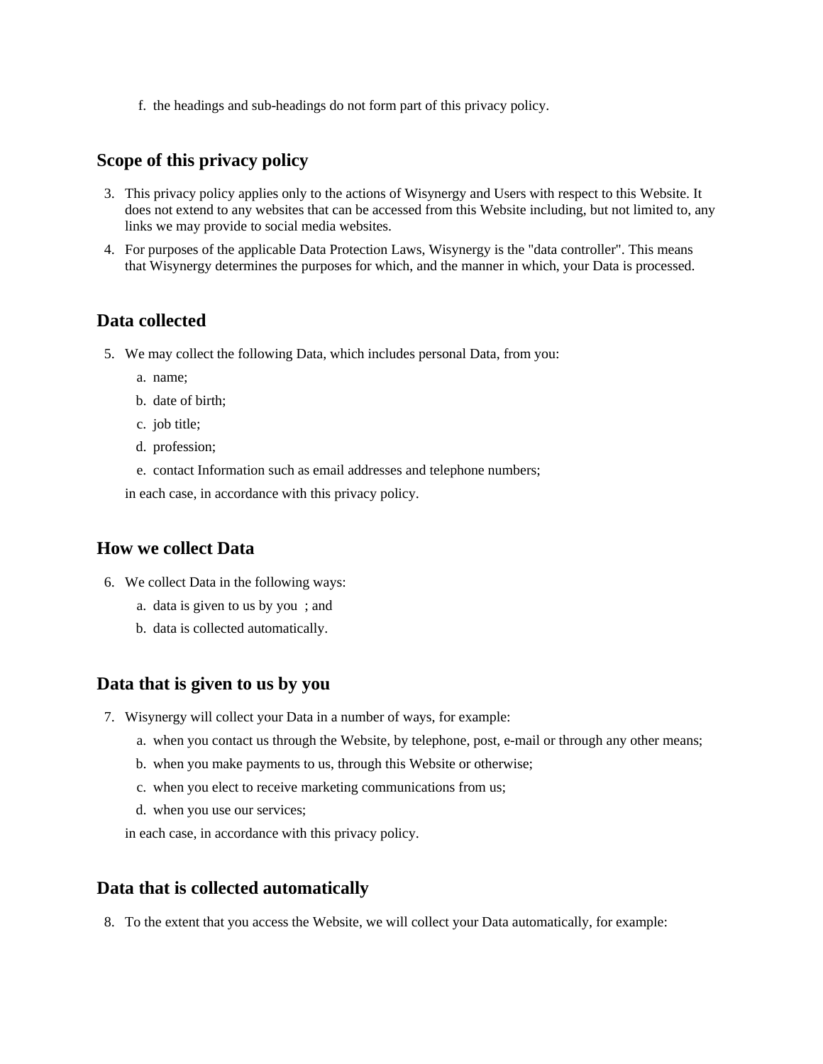f. the headings and sub-headings do not form part of this privacy policy.

## Scope of this privacy policy

3. This privacy policy applies only to the actions of Wisynergy and Users with respect to this Website. It does not extend to any websites that can be accessed from this Website including, but not limited to, any links we may provide to social media websites.
4. For purposes of the applicable Data Protection Laws, Wisynergy is the "data controller". This means that Wisynergy determines the purposes for which, and the manner in which, your Data is processed.

## Data collected

5. We may collect the following Data, which includes personal Data, from you:
    a. name;
    b. date of birth;
    c. job title;
    d. profession;
    e. contact Information such as email addresses and telephone numbers;

    in each case, in accordance with this privacy policy.

## How we collect Data

6. We collect Data in the following ways:
    a. data is given to us by you ; and
    b. data is collected automatically.

## Data that is given to us by you

7. Wisynergy will collect your Data in a number of ways, for example:
    a. when you contact us through the Website, by telephone, post, e-mail or through any other means;
    b. when you make payments to us, through this Website or otherwise;
    c. when you elect to receive marketing communications from us;
    d. when you use our services;

    in each case, in accordance with this privacy policy.

## Data that is collected automatically

8. To the extent that you access the Website, we will collect your Data automatically, for example: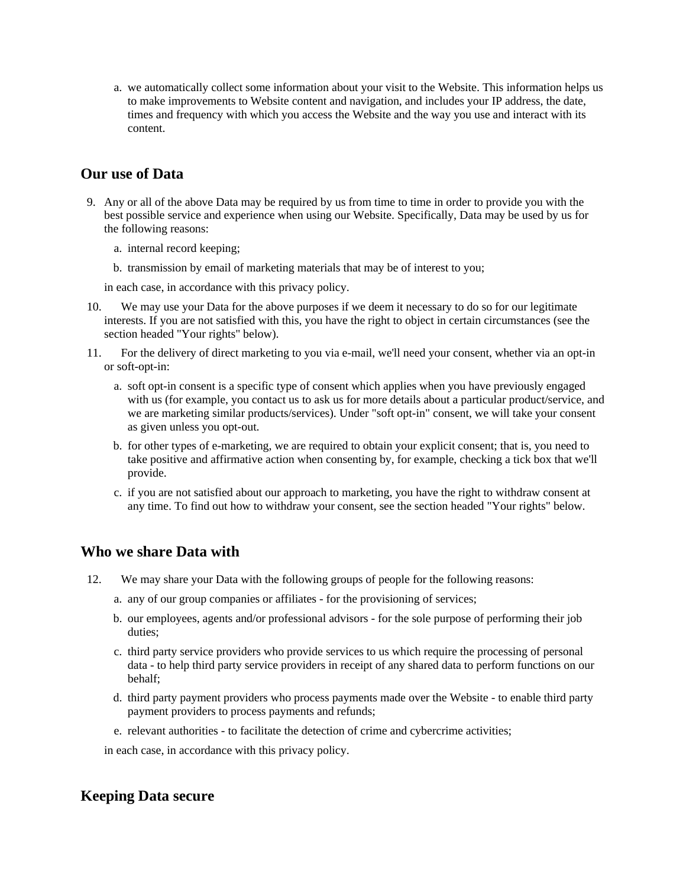a. we automatically collect some information about your visit to the Website. This information helps us to make improvements to Website content and navigation, and includes your IP address, the date, times and frequency with which you access the Website and the way you use and interact with its content.

## Our use of Data

9. Any or all of the above Data may be required by us from time to time in order to provide you with the best possible service and experience when using our Website. Specifically, Data may be used by us for the following reasons:

   a. internal record keeping;

   b. transmission by email of marketing materials that may be of interest to you;

   in each case, in accordance with this privacy policy.

10. We may use your Data for the above purposes if we deem it necessary to do so for our legitimate interests. If you are not satisfied with this, you have the right to object in certain circumstances (see the section headed "Your rights" below).

11. For the delivery of direct marketing to you via e-mail, we'll need your consent, whether via an opt-in or soft-opt-in:

   a. soft opt-in consent is a specific type of consent which applies when you have previously engaged with us (for example, you contact us to ask us for more details about a particular product/service, and we are marketing similar products/services). Under "soft opt-in" consent, we will take your consent as given unless you opt-out.

   b. for other types of e-marketing, we are required to obtain your explicit consent; that is, you need to take positive and affirmative action when consenting by, for example, checking a tick box that we'll provide.

   c. if you are not satisfied about our approach to marketing, you have the right to withdraw consent at any time. To find out how to withdraw your consent, see the section headed "Your rights" below.

## Who we share Data with

12. We may share your Data with the following groups of people for the following reasons:

   a. any of our group companies or affiliates - for the provisioning of services;

   b. our employees, agents and/or professional advisors - for the sole purpose of performing their job duties;

   c. third party service providers who provide services to us which require the processing of personal data - to help third party service providers in receipt of any shared data to perform functions on our behalf;

   d. third party payment providers who process payments made over the Website - to enable third party payment providers to process payments and refunds;

   e. relevant authorities - to facilitate the detection of crime and cybercrime activities;

   in each case, in accordance with this privacy policy.

## Keeping Data secure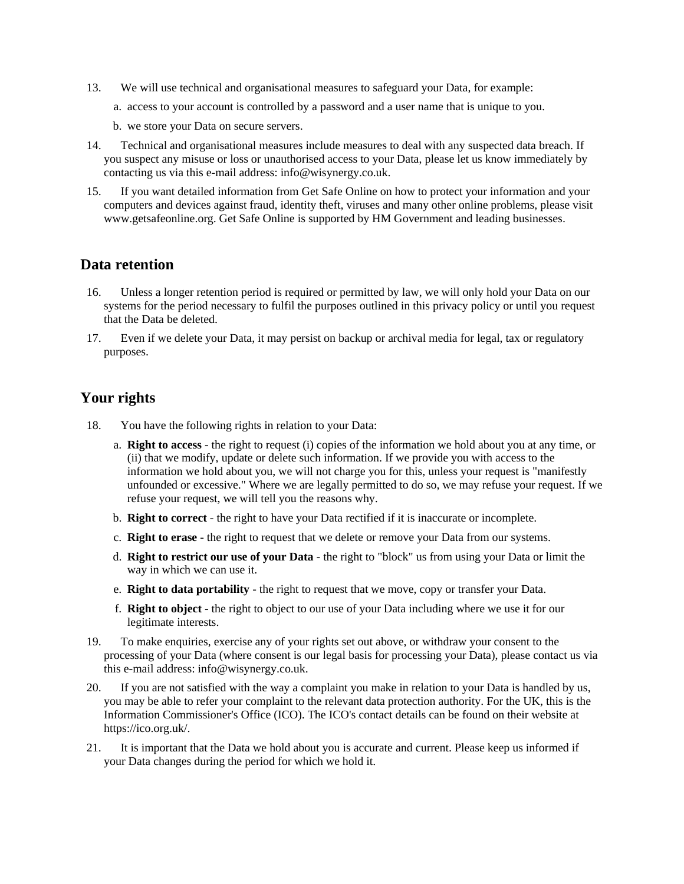13. We will use technical and organisational measures to safeguard your Data, for example:

    a. access to your account is controlled by a password and a user name that is unique to you.

    b. we store your Data on secure servers.

14. Technical and organisational measures include measures to deal with any suspected data breach. If you suspect any misuse or loss or unauthorised access to your Data, please let us know immediately by contacting us via this e-mail address: info@wisynergy.co.uk.

15. If you want detailed information from Get Safe Online on how to protect your information and your computers and devices against fraud, identity theft, viruses and many other online problems, please visit www.getsafeonline.org. Get Safe Online is supported by HM Government and leading businesses.

## Data retention

16. Unless a longer retention period is required or permitted by law, we will only hold your Data on our systems for the period necessary to fulfil the purposes outlined in this privacy policy or until you request that the Data be deleted.

17. Even if we delete your Data, it may persist on backup or archival media for legal, tax or regulatory purposes.

## Your rights

18. You have the following rights in relation to your Data:

    a. **Right to access** - the right to request (i) copies of the information we hold about you at any time, or (ii) that we modify, update or delete such information. If we provide you with access to the information we hold about you, we will not charge you for this, unless your request is "manifestly unfounded or excessive." Where we are legally permitted to do so, we may refuse your request. If we refuse your request, we will tell you the reasons why.

    b. **Right to correct** - the right to have your Data rectified if it is inaccurate or incomplete.

    c. **Right to erase** - the right to request that we delete or remove your Data from our systems.

    d. **Right to restrict our use of your Data** - the right to "block" us from using your Data or limit the way in which we can use it.

    e. **Right to data portability** - the right to request that we move, copy or transfer your Data.

    f. **Right to object** - the right to object to our use of your Data including where we use it for our legitimate interests.

19. To make enquiries, exercise any of your rights set out above, or withdraw your consent to the processing of your Data (where consent is our legal basis for processing your Data), please contact us via this e-mail address: info@wisynergy.co.uk.

20. If you are not satisfied with the way a complaint you make in relation to your Data is handled by us, you may be able to refer your complaint to the relevant data protection authority. For the UK, this is the Information Commissioner's Office (ICO). The ICO's contact details can be found on their website at https://ico.org.uk/.

21. It is important that the Data we hold about you is accurate and current. Please keep us informed if your Data changes during the period for which we hold it.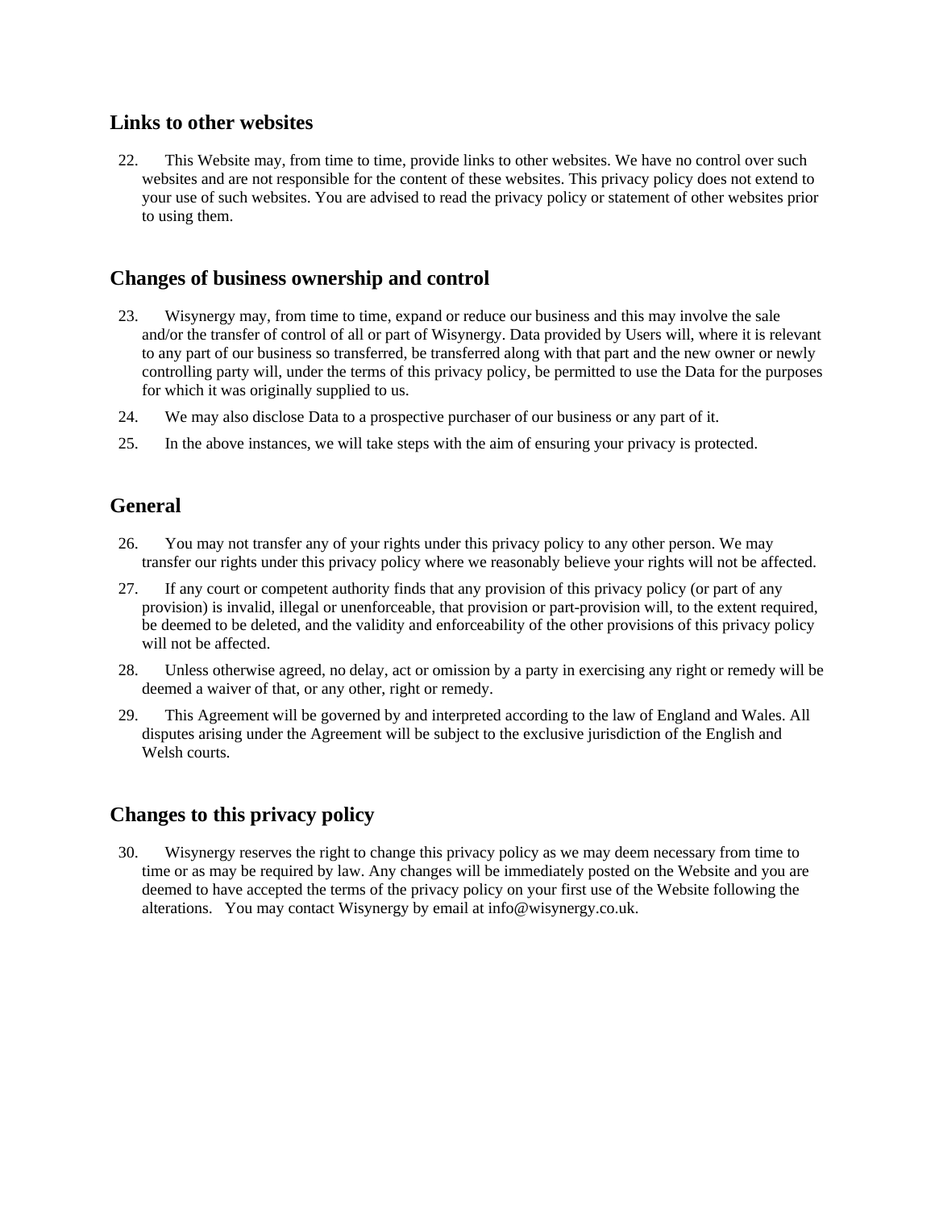## Links to other websites

22. This Website may, from time to time, provide links to other websites. We have no control over such websites and are not responsible for the content of these websites. This privacy policy does not extend to your use of such websites. You are advised to read the privacy policy or statement of other websites prior to using them.

## Changes of business ownership and control

23. Wisynergy may, from time to time, expand or reduce our business and this may involve the sale and/or the transfer of control of all or part of Wisynergy. Data provided by Users will, where it is relevant to any part of our business so transferred, be transferred along with that part and the new owner or newly controlling party will, under the terms of this privacy policy, be permitted to use the Data for the purposes for which it was originally supplied to us.
24. We may also disclose Data to a prospective purchaser of our business or any part of it.
25. In the above instances, we will take steps with the aim of ensuring your privacy is protected.

## General

26. You may not transfer any of your rights under this privacy policy to any other person. We may transfer our rights under this privacy policy where we reasonably believe your rights will not be affected.
27. If any court or competent authority finds that any provision of this privacy policy (or part of any provision) is invalid, illegal or unenforceable, that provision or part-provision will, to the extent required, be deemed to be deleted, and the validity and enforceability of the other provisions of this privacy policy will not be affected.
28. Unless otherwise agreed, no delay, act or omission by a party in exercising any right or remedy will be deemed a waiver of that, or any other, right or remedy.
29. This Agreement will be governed by and interpreted according to the law of England and Wales. All disputes arising under the Agreement will be subject to the exclusive jurisdiction of the English and Welsh courts.

## Changes to this privacy policy

30. Wisynergy reserves the right to change this privacy policy as we may deem necessary from time to time or as may be required by law. Any changes will be immediately posted on the Website and you are deemed to have accepted the terms of the privacy policy on your first use of the Website following the alterations. You may contact Wisynergy by email at info@wisynergy.co.uk.